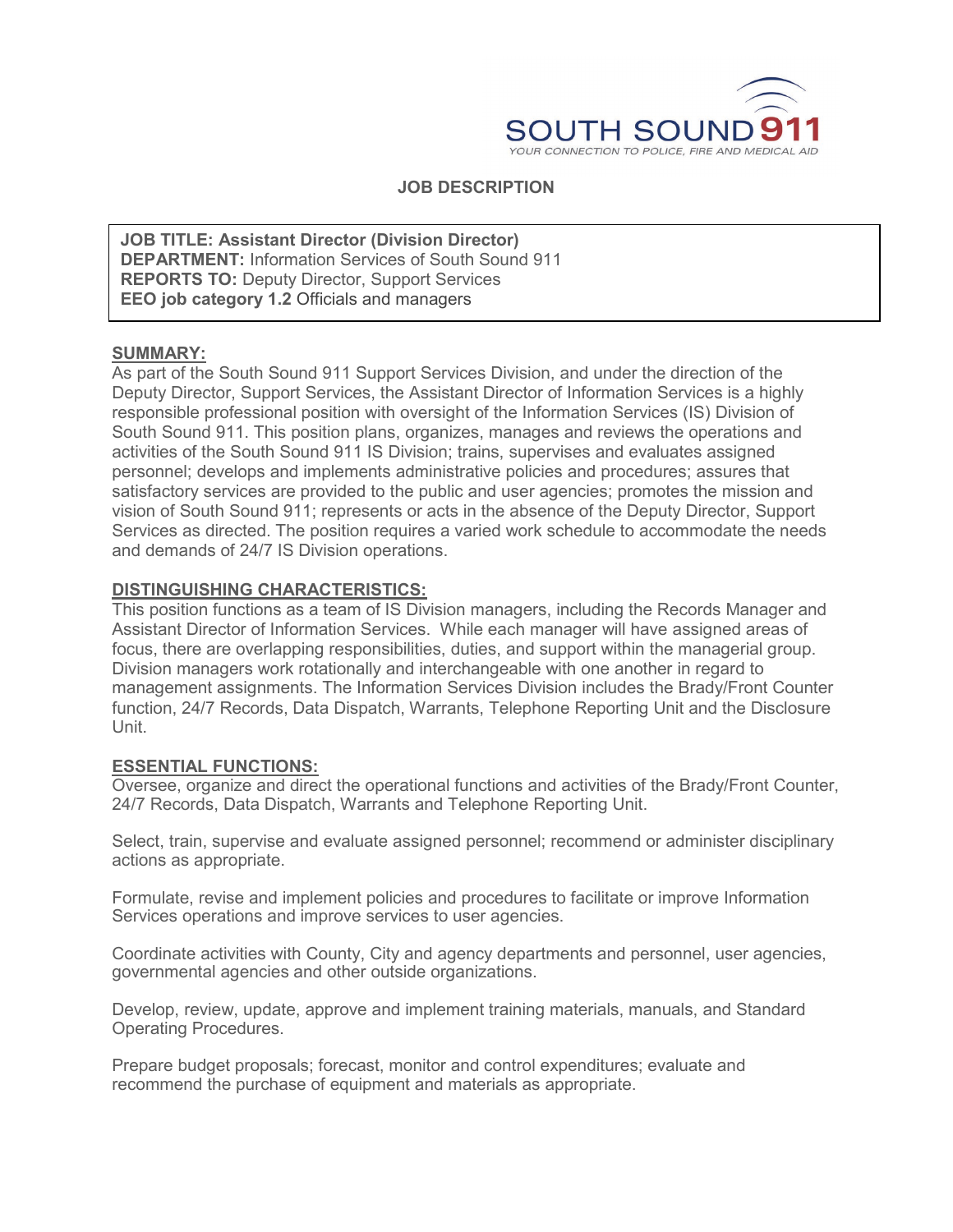SOUTH SOUND 911

*YOUR CONNECTION TO POLICE, FIRE AND MEDICAL AID*

# JOB DESCRIPTION

**JOB TITLE: Assistant Director (Division Director)**
**DEPARTMENT:** Information Services of South Sound 911
**REPORTS TO:** Deputy Director, Support Services
**EEO job category 1.2** Officials and managers

## SUMMARY:

As part of the South Sound 911 Support Services Division, and under the direction of the Deputy Director, Support Services, the Assistant Director of Information Services is a highly responsible professional position with oversight of the Information Services (IS) Division of South Sound 911. This position plans, organizes, manages and reviews the operations and activities of the South Sound 911 IS Division; trains, supervises and evaluates assigned personnel; develops and implements administrative policies and procedures; assures that satisfactory services are provided to the public and user agencies; promotes the mission and vision of South Sound 911; represents or acts in the absence of the Deputy Director, Support Services as directed. The position requires a varied work schedule to accommodate the needs and demands of 24/7 IS Division operations.

## DISTINGUISHING CHARACTERISTICS:

This position functions as a team of IS Division managers, including the Records Manager and Assistant Director of Information Services. While each manager will have assigned areas of focus, there are overlapping responsibilities, duties, and support within the managerial group. Division managers work rotationally and interchangeable with one another in regard to management assignments. The Information Services Division includes the Brady/Front Counter function, 24/7 Records, Data Dispatch, Warrants, Telephone Reporting Unit and the Disclosure Unit.

## ESSENTIAL FUNCTIONS:

Oversee, organize and direct the operational functions and activities of the Brady/Front Counter, 24/7 Records, Data Dispatch, Warrants and Telephone Reporting Unit.

Select, train, supervise and evaluate assigned personnel; recommend or administer disciplinary actions as appropriate.

Formulate, revise and implement policies and procedures to facilitate or improve Information Services operations and improve services to user agencies.

Coordinate activities with County, City and agency departments and personnel, user agencies, governmental agencies and other outside organizations.

Develop, review, update, approve and implement training materials, manuals, and Standard Operating Procedures.

Prepare budget proposals; forecast, monitor and control expenditures; evaluate and recommend the purchase of equipment and materials as appropriate.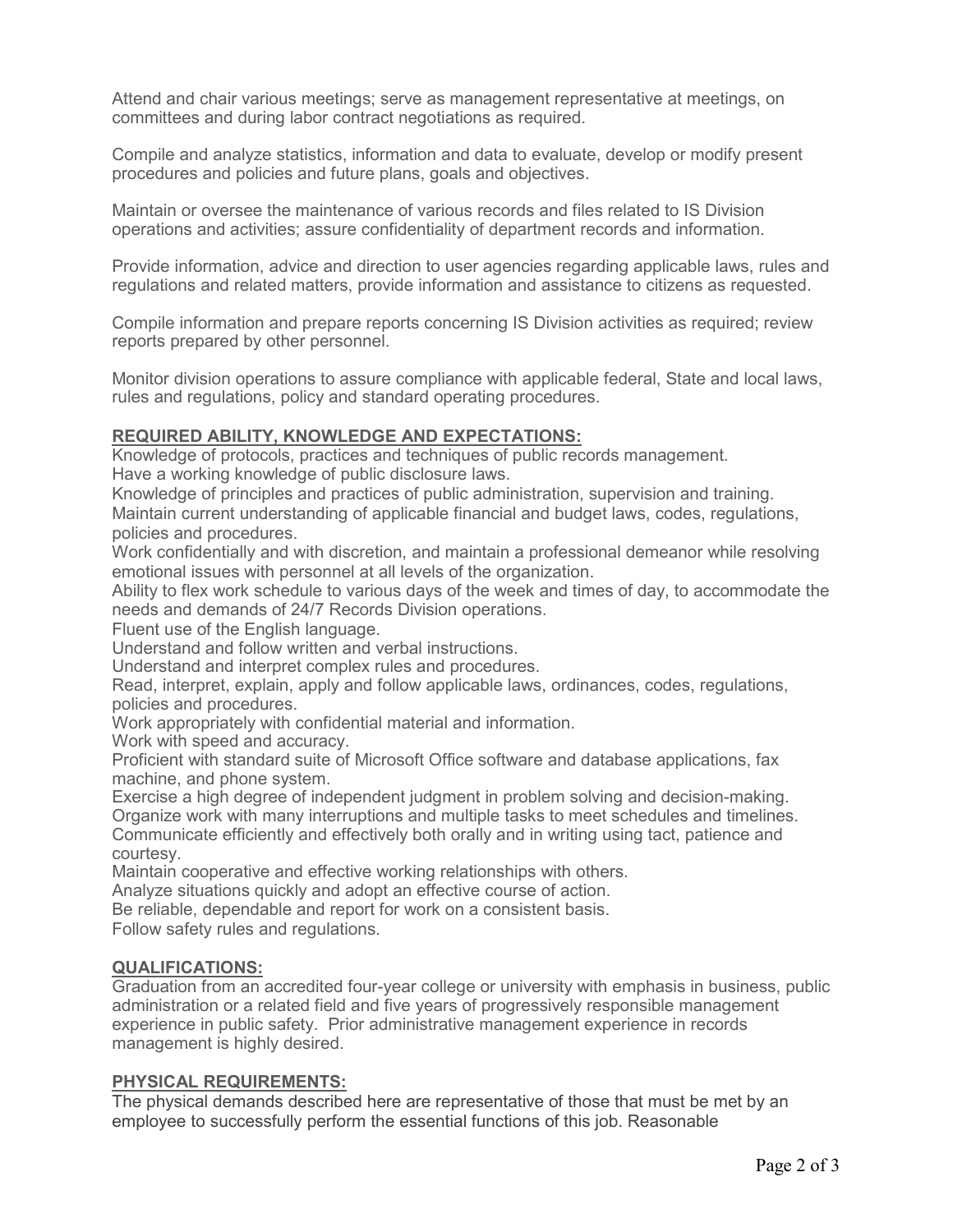Attend and chair various meetings; serve as management representative at meetings, on committees and during labor contract negotiations as required.

Compile and analyze statistics, information and data to evaluate, develop or modify present procedures and policies and future plans, goals and objectives.

Maintain or oversee the maintenance of various records and files related to IS Division operations and activities; assure confidentiality of department records and information.

Provide information, advice and direction to user agencies regarding applicable laws, rules and regulations and related matters, provide information and assistance to citizens as requested.

Compile information and prepare reports concerning IS Division activities as required; review reports prepared by other personnel.

Monitor division operations to assure compliance with applicable federal, State and local laws, rules and regulations, policy and standard operating procedures.

## REQUIRED ABILITY, KNOWLEDGE AND EXPECTATIONS:

Knowledge of protocols, practices and techniques of public records management.
Have a working knowledge of public disclosure laws.
Knowledge of principles and practices of public administration, supervision and training.
Maintain current understanding of applicable financial and budget laws, codes, regulations, policies and procedures.
Work confidentially and with discretion, and maintain a professional demeanor while resolving emotional issues with personnel at all levels of the organization.
Ability to flex work schedule to various days of the week and times of day, to accommodate the needs and demands of 24/7 Records Division operations.
Fluent use of the English language.
Understand and follow written and verbal instructions.
Understand and interpret complex rules and procedures.
Read, interpret, explain, apply and follow applicable laws, ordinances, codes, regulations, policies and procedures.
Work appropriately with confidential material and information.
Work with speed and accuracy.
Proficient with standard suite of Microsoft Office software and database applications, fax machine, and phone system.
Exercise a high degree of independent judgment in problem solving and decision-making.
Organize work with many interruptions and multiple tasks to meet schedules and timelines.
Communicate efficiently and effectively both orally and in writing using tact, patience and courtesy.
Maintain cooperative and effective working relationships with others.
Analyze situations quickly and adopt an effective course of action.
Be reliable, dependable and report for work on a consistent basis.
Follow safety rules and regulations.

## QUALIFICATIONS:

Graduation from an accredited four-year college or university with emphasis in business, public administration or a related field and five years of progressively responsible management experience in public safety. Prior administrative management experience in records management is highly desired.

## PHYSICAL REQUIREMENTS:

The physical demands described here are representative of those that must be met by an employee to successfully perform the essential functions of this job. Reasonable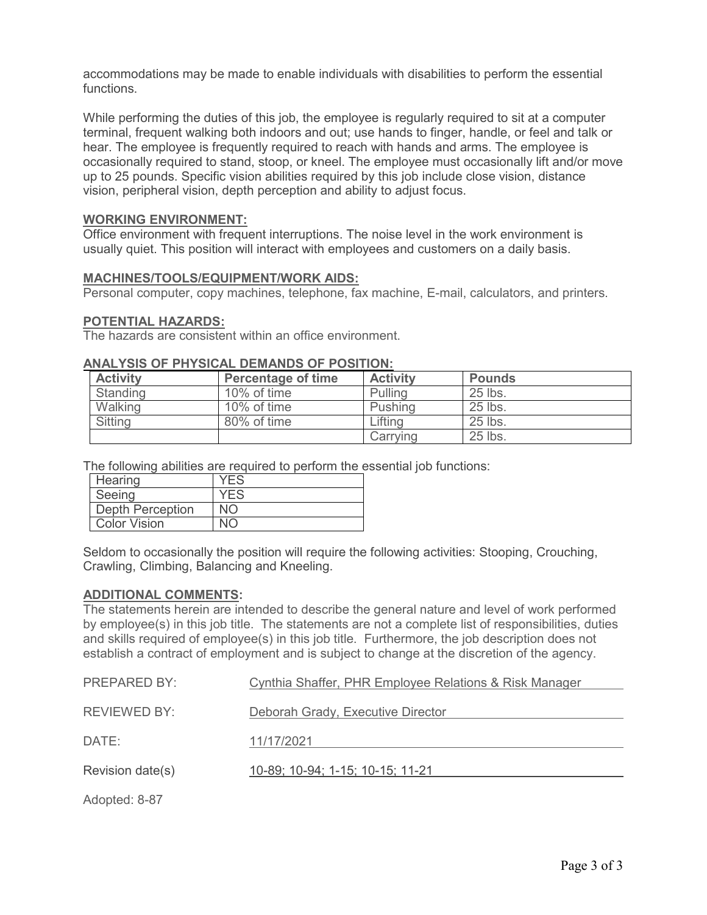accommodations may be made to enable individuals with disabilities to perform the essential functions.

While performing the duties of this job, the employee is regularly required to sit at a computer terminal, frequent walking both indoors and out; use hands to finger, handle, or feel and talk or hear. The employee is frequently required to reach with hands and arms. The employee is occasionally required to stand, stoop, or kneel. The employee must occasionally lift and/or move up to 25 pounds. Specific vision abilities required by this job include close vision, distance vision, peripheral vision, depth perception and ability to adjust focus.

**WORKING ENVIRONMENT:**

Office environment with frequent interruptions. The noise level in the work environment is usually quiet. This position will interact with employees and customers on a daily basis.

**MACHINES/TOOLS/EQUIPMENT/WORK AIDS:**

Personal computer, copy machines, telephone, fax machine, E-mail, calculators, and printers.

**POTENTIAL HAZARDS:**

The hazards are consistent within an office environment.

**ANALYSIS OF PHYSICAL DEMANDS OF POSITION:**

| Activity | Percentage of time | Activity | Pounds |
|---|---|---|---|
| Standing | 10% of time | Pulling | 25 lbs. |
| Walking | 10% of time | Pushing | 25 lbs. |
| Sitting | 80% of time | Lifting | 25 lbs. |
| | | Carrying | 25 lbs. |

The following abilities are required to perform the essential job functions:

| | |
|---|---|
| Hearing | YES |
| Seeing | YES |
| Depth Perception | NO |
| Color Vision | NO |

Seldom to occasionally the position will require the following activities: Stooping, Crouching, Crawling, Climbing, Balancing and Kneeling.

**ADDITIONAL COMMENTS:**

The statements herein are intended to describe the general nature and level of work performed by employee(s) in this job title. The statements are not a complete list of responsibilities, duties and skills required of employee(s) in this job title. Furthermore, the job description does not establish a contract of employment and is subject to change at the discretion of the agency.

PREPARED BY: Cynthia Shaffer, PHR Employee Relations & Risk Manager

REVIEWED BY: Deborah Grady, Executive Director

DATE: 11/17/2021

Revision date(s) 10-89; 10-94; 1-15; 10-15; 11-21

Adopted: 8-87